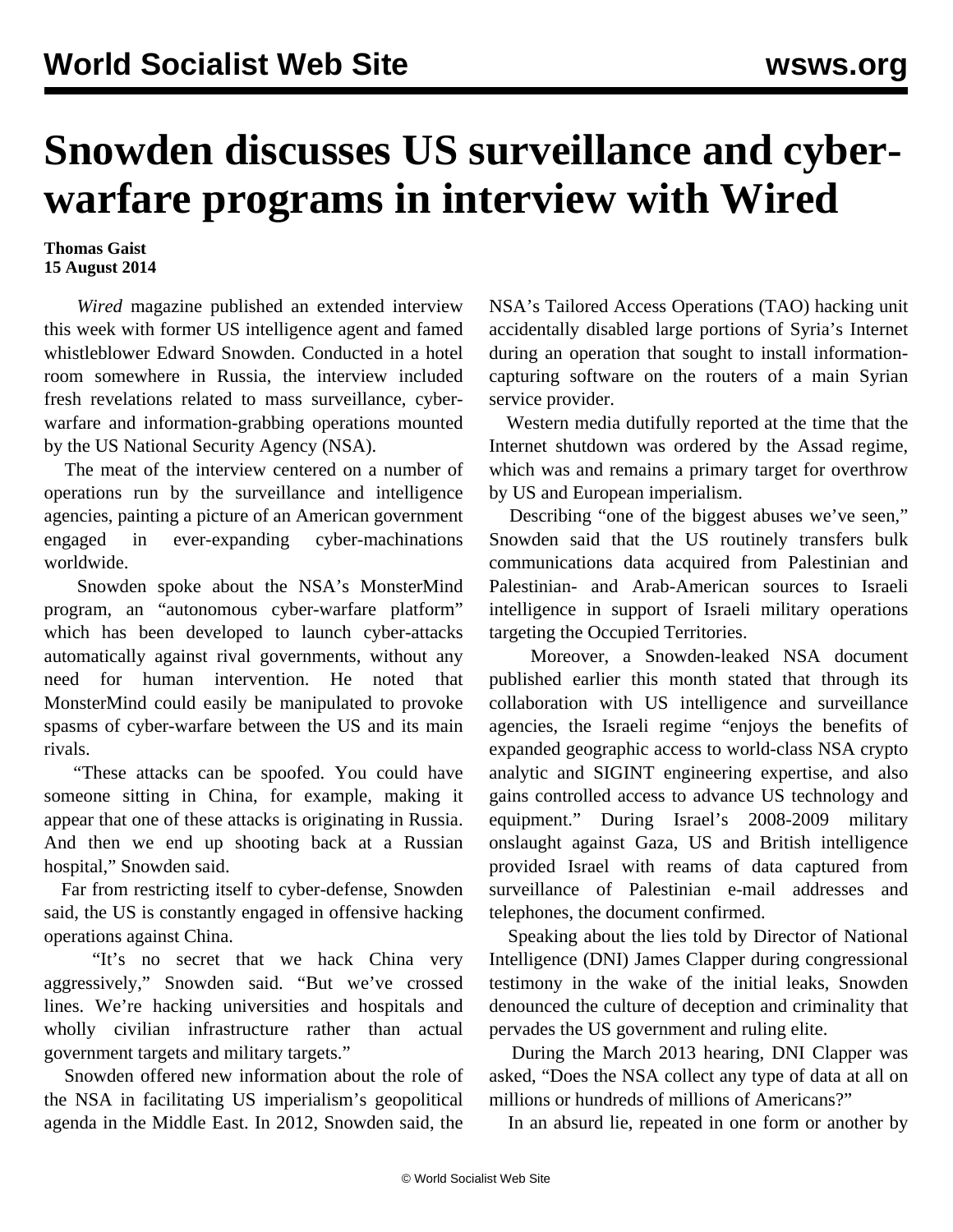# Snowden discusses US surveillance and cyber-warfare programs in interview with Wired

**Thomas Gaist**
**15 August 2014**

*Wired* magazine published an extended interview this week with former US intelligence agent and famed whistleblower Edward Snowden. Conducted in a hotel room somewhere in Russia, the interview included fresh revelations related to mass surveillance, cyber-warfare and information-grabbing operations mounted by the US National Security Agency (NSA).

The meat of the interview centered on a number of operations run by the surveillance and intelligence agencies, painting a picture of an American government engaged in ever-expanding cyber-machinations worldwide.

Snowden spoke about the NSA's MonsterMind program, an "autonomous cyber-warfare platform" which has been developed to launch cyber-attacks automatically against rival governments, without any need for human intervention. He noted that MonsterMind could easily be manipulated to provoke spasms of cyber-warfare between the US and its main rivals.

"These attacks can be spoofed. You could have someone sitting in China, for example, making it appear that one of these attacks is originating in Russia. And then we end up shooting back at a Russian hospital," Snowden said.

Far from restricting itself to cyber-defense, Snowden said, the US is constantly engaged in offensive hacking operations against China.

"It's no secret that we hack China very aggressively," Snowden said. "But we've crossed lines. We're hacking universities and hospitals and wholly civilian infrastructure rather than actual government targets and military targets."

Snowden offered new information about the role of the NSA in facilitating US imperialism's geopolitical agenda in the Middle East. In 2012, Snowden said, the NSA's Tailored Access Operations (TAO) hacking unit accidentally disabled large portions of Syria's Internet during an operation that sought to install information-capturing software on the routers of a main Syrian service provider.

Western media dutifully reported at the time that the Internet shutdown was ordered by the Assad regime, which was and remains a primary target for overthrow by US and European imperialism.

Describing "one of the biggest abuses we've seen," Snowden said that the US routinely transfers bulk communications data acquired from Palestinian and Palestinian- and Arab-American sources to Israeli intelligence in support of Israeli military operations targeting the Occupied Territories.

Moreover, a Snowden-leaked NSA document published earlier this month stated that through its collaboration with US intelligence and surveillance agencies, the Israeli regime "enjoys the benefits of expanded geographic access to world-class NSA crypto analytic and SIGINT engineering expertise, and also gains controlled access to advance US technology and equipment." During Israel's 2008-2009 military onslaught against Gaza, US and British intelligence provided Israel with reams of data captured from surveillance of Palestinian e-mail addresses and telephones, the document confirmed.

Speaking about the lies told by Director of National Intelligence (DNI) James Clapper during congressional testimony in the wake of the initial leaks, Snowden denounced the culture of deception and criminality that pervades the US government and ruling elite.

During the March 2013 hearing, DNI Clapper was asked, "Does the NSA collect any type of data at all on millions or hundreds of millions of Americans?"

In an absurd lie, repeated in one form or another by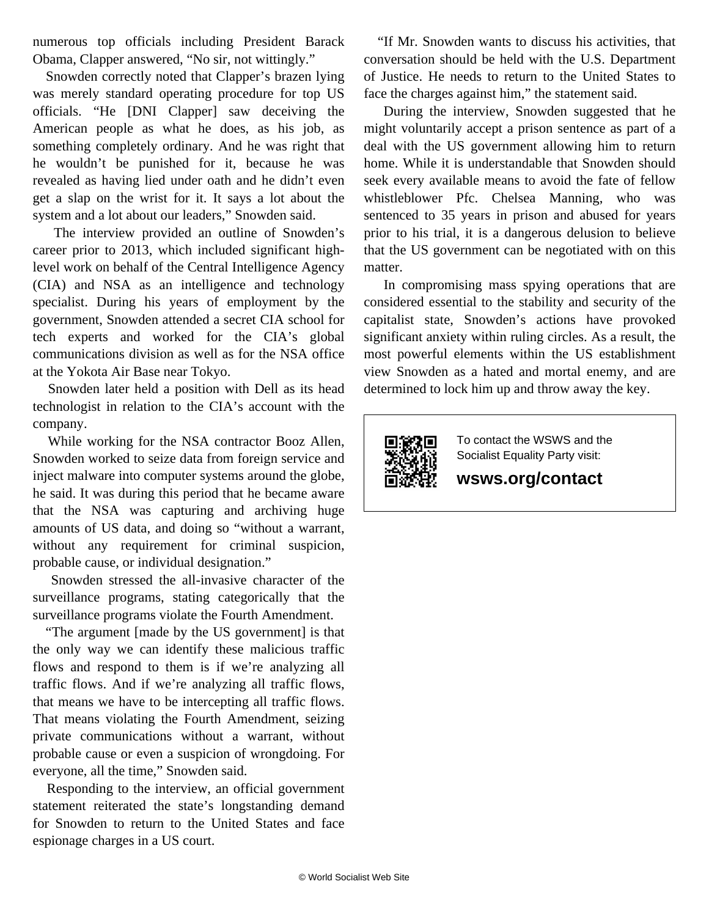numerous top officials including President Barack Obama, Clapper answered, "No sir, not wittingly."

Snowden correctly noted that Clapper's brazen lying was merely standard operating procedure for top US officials. "He [DNI Clapper] saw deceiving the American people as what he does, as his job, as something completely ordinary. And he was right that he wouldn't be punished for it, because he was revealed as having lied under oath and he didn't even get a slap on the wrist for it. It says a lot about the system and a lot about our leaders," Snowden said.

The interview provided an outline of Snowden's career prior to 2013, which included significant high-level work on behalf of the Central Intelligence Agency (CIA) and NSA as an intelligence and technology specialist. During his years of employment by the government, Snowden attended a secret CIA school for tech experts and worked for the CIA's global communications division as well as for the NSA office at the Yokota Air Base near Tokyo.

Snowden later held a position with Dell as its head technologist in relation to the CIA's account with the company.

While working for the NSA contractor Booz Allen, Snowden worked to seize data from foreign service and inject malware into computer systems around the globe, he said. It was during this period that he became aware that the NSA was capturing and archiving huge amounts of US data, and doing so "without a warrant, without any requirement for criminal suspicion, probable cause, or individual designation."

Snowden stressed the all-invasive character of the surveillance programs, stating categorically that the surveillance programs violate the Fourth Amendment.

"The argument [made by the US government] is that the only way we can identify these malicious traffic flows and respond to them is if we're analyzing all traffic flows. And if we're analyzing all traffic flows, that means we have to be intercepting all traffic flows. That means violating the Fourth Amendment, seizing private communications without a warrant, without probable cause or even a suspicion of wrongdoing. For everyone, all the time," Snowden said.

Responding to the interview, an official government statement reiterated the state's longstanding demand for Snowden to return to the United States and face espionage charges in a US court.

"If Mr. Snowden wants to discuss his activities, that conversation should be held with the U.S. Department of Justice. He needs to return to the United States to face the charges against him," the statement said.

During the interview, Snowden suggested that he might voluntarily accept a prison sentence as part of a deal with the US government allowing him to return home. While it is understandable that Snowden should seek every available means to avoid the fate of fellow whistleblower Pfc. Chelsea Manning, who was sentenced to 35 years in prison and abused for years prior to his trial, it is a dangerous delusion to believe that the US government can be negotiated with on this matter.

In compromising mass spying operations that are considered essential to the stability and security of the capitalist state, Snowden's actions have provoked significant anxiety within ruling circles. As a result, the most powerful elements within the US establishment view Snowden as a hated and mortal enemy, and are determined to lock him up and throw away the key.

To contact the WSWS and the Socialist Equality Party visit:

**wsws.org/contact**